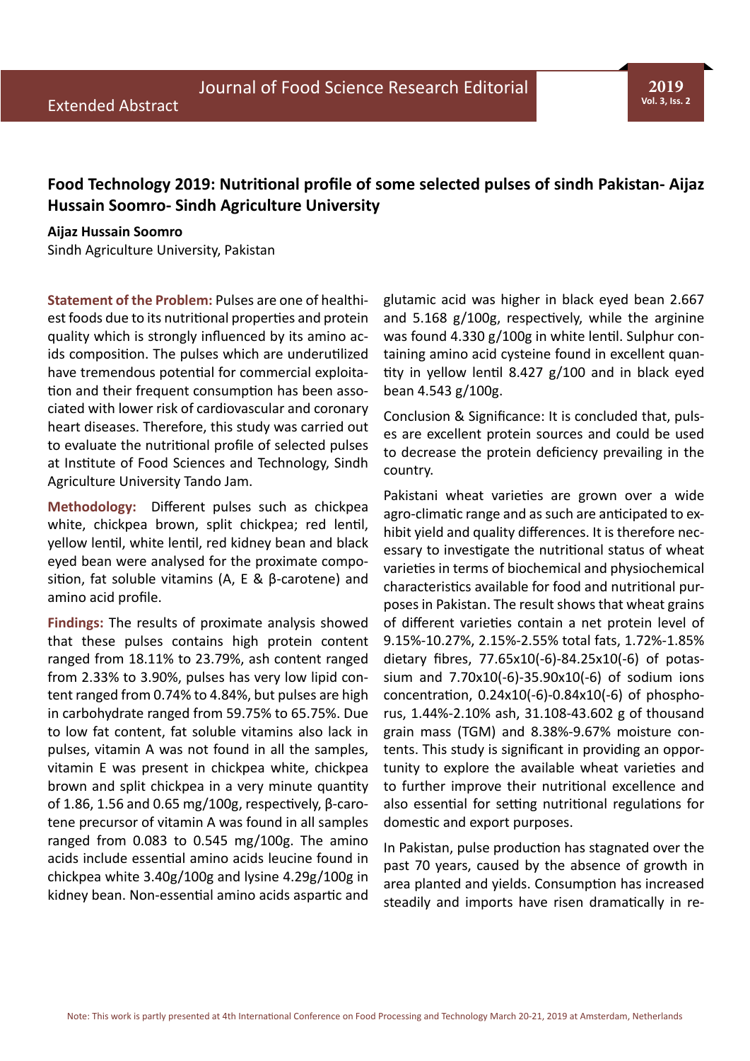# Food Technology 2019: Nutritional profile of some selected pulses of sindh Pakistan- Aijaz Hussain Soomro- Sindh Agriculture University

**Aijaz Hussain Soomro**
Sindh Agriculture University, Pakistan

**Statement of the Problem:** Pulses are one of healthiest foods due to its nutritional properties and protein quality which is strongly influenced by its amino acids composition. The pulses which are underutilized have tremendous potential for commercial exploitation and their frequent consumption has been associated with lower risk of cardiovascular and coronary heart diseases. Therefore, this study was carried out to evaluate the nutritional profile of selected pulses at Institute of Food Sciences and Technology, Sindh Agriculture University Tando Jam.

**Methodology:** Different pulses such as chickpea white, chickpea brown, split chickpea; red lentil, yellow lentil, white lentil, red kidney bean and black eyed bean were analysed for the proximate composition, fat soluble vitamins (A, E & β-carotene) and amino acid profile.

**Findings:** The results of proximate analysis showed that these pulses contains high protein content ranged from 18.11% to 23.79%, ash content ranged from 2.33% to 3.90%, pulses has very low lipid content ranged from 0.74% to 4.84%, but pulses are high in carbohydrate ranged from 59.75% to 65.75%. Due to low fat content, fat soluble vitamins also lack in pulses, vitamin A was not found in all the samples, vitamin E was present in chickpea white, chickpea brown and split chickpea in a very minute quantity of 1.86, 1.56 and 0.65 mg/100g, respectively, β-carotene precursor of vitamin A was found in all samples ranged from 0.083 to 0.545 mg/100g. The amino acids include essential amino acids leucine found in chickpea white 3.40g/100g and lysine 4.29g/100g in kidney bean. Non-essential amino acids aspartic and glutamic acid was higher in black eyed bean 2.667 and 5.168 g/100g, respectively, while the arginine was found 4.330 g/100g in white lentil. Sulphur containing amino acid cysteine found in excellent quantity in yellow lentil 8.427 g/100 and in black eyed bean 4.543 g/100g.

Conclusion & Significance: It is concluded that, pulses are excellent protein sources and could be used to decrease the protein deficiency prevailing in the country.

Pakistani wheat varieties are grown over a wide agro-climatic range and as such are anticipated to exhibit yield and quality differences. It is therefore necessary to investigate the nutritional status of wheat varieties in terms of biochemical and physiochemical characteristics available for food and nutritional purposes in Pakistan. The result shows that wheat grains of different varieties contain a net protein level of 9.15%-10.27%, 2.15%-2.55% total fats, 1.72%-1.85% dietary fibres, $77.65 \times 10^{-6}$-$84.25 \times 10^{-6}$ of potassium and $7.70 \times 10^{-6}$-$35.90 \times 10^{-6}$ of sodium ions concentration, $0.24 \times 10^{-6}$-$0.84 \times 10^{-6}$ of phosphorus, 1.44%-2.10% ash, 31.108-43.602 g of thousand grain mass (TGM) and 8.38%-9.67% moisture contents. This study is significant in providing an opportunity to explore the available wheat varieties and to further improve their nutritional excellence and also essential for setting nutritional regulations for domestic and export purposes.

In Pakistan, pulse production has stagnated over the past 70 years, caused by the absence of growth in area planted and yields. Consumption has increased steadily and imports have risen dramatically in re-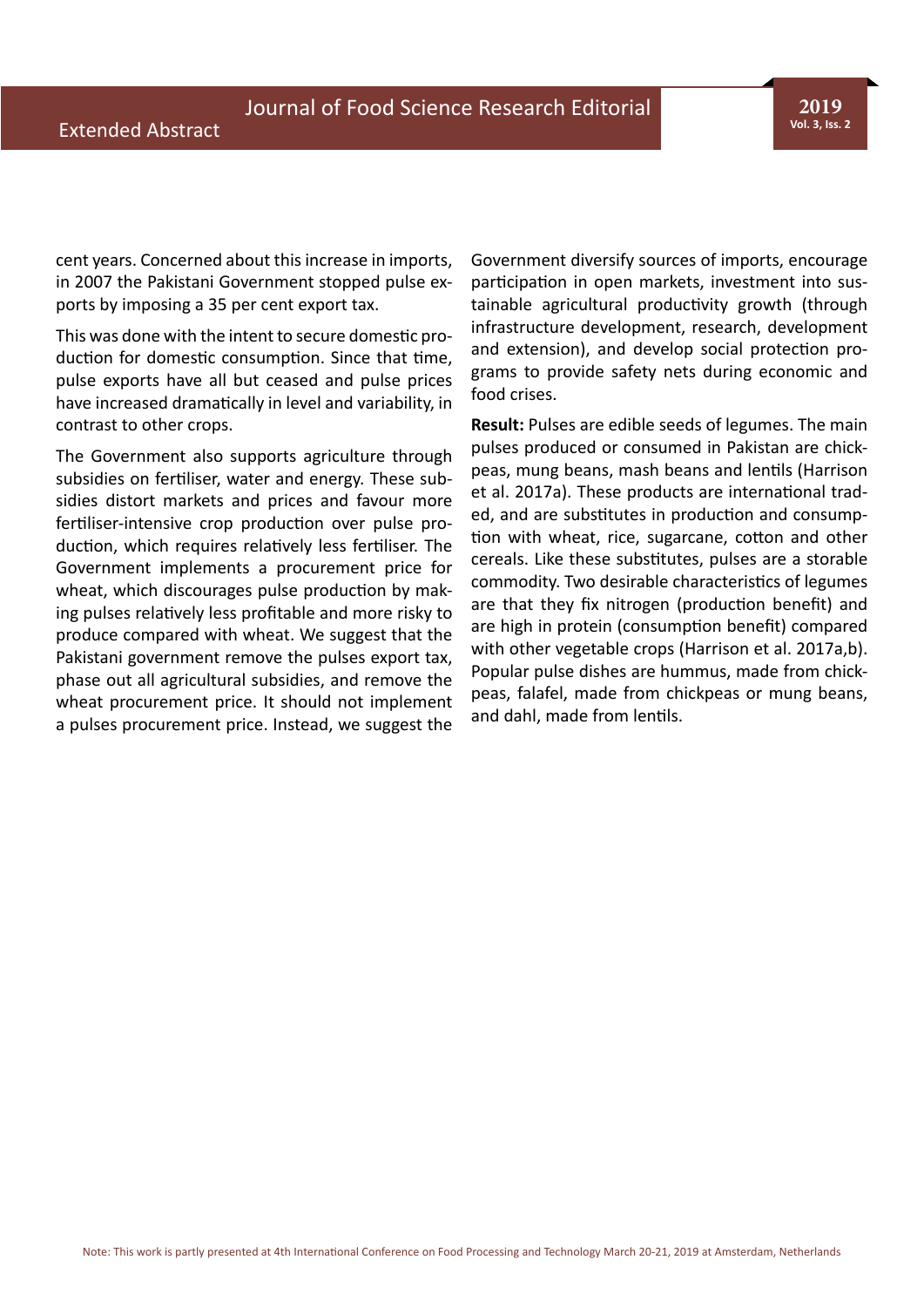cent years. Concerned about this increase in imports, in 2007 the Pakistani Government stopped pulse exports by imposing a 35 per cent export tax.

This was done with the intent to secure domestic production for domestic consumption. Since that time, pulse exports have all but ceased and pulse prices have increased dramatically in level and variability, in contrast to other crops.

The Government also supports agriculture through subsidies on fertiliser, water and energy. These subsidies distort markets and prices and favour more fertiliser-intensive crop production over pulse production, which requires relatively less fertiliser. The Government implements a procurement price for wheat, which discourages pulse production by making pulses relatively less profitable and more risky to produce compared with wheat. We suggest that the Pakistani government remove the pulses export tax, phase out all agricultural subsidies, and remove the wheat procurement price. It should not implement a pulses procurement price. Instead, we suggest the Government diversify sources of imports, encourage participation in open markets, investment into sustainable agricultural productivity growth (through infrastructure development, research, development and extension), and develop social protection programs to provide safety nets during economic and food crises.

**Result:** Pulses are edible seeds of legumes. The main pulses produced or consumed in Pakistan are chickpeas, mung beans, mash beans and lentils (Harrison et al. 2017a). These products are international traded, and are substitutes in production and consumption with wheat, rice, sugarcane, cotton and other cereals. Like these substitutes, pulses are a storable commodity. Two desirable characteristics of legumes are that they fix nitrogen (production benefit) and are high in protein (consumption benefit) compared with other vegetable crops (Harrison et al. 2017a,b). Popular pulse dishes are hummus, made from chickpeas, falafel, made from chickpeas or mung beans, and dahl, made from lentils.

Note: This work is partly presented at 4th International Conference on Food Processing and Technology March 20-21, 2019 at Amsterdam, Netherlands